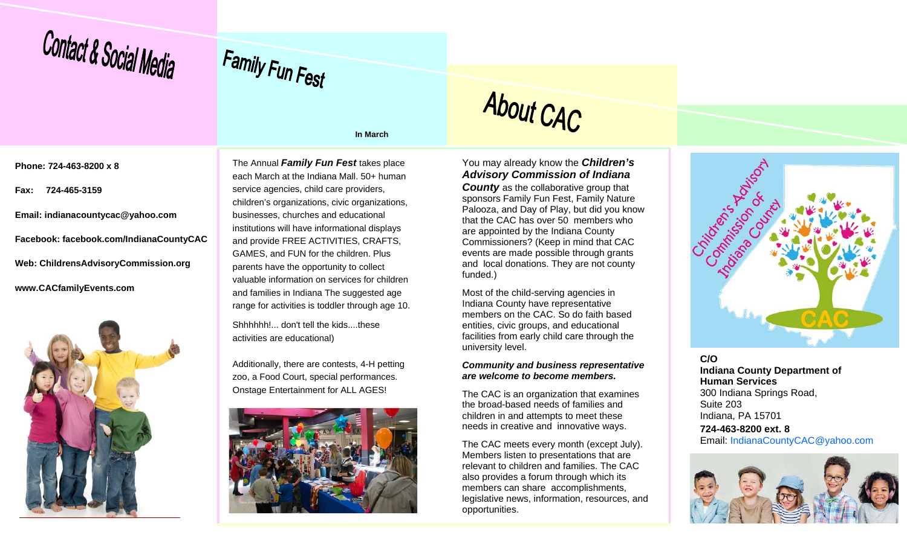## Contact & Social Media

**Phone: 724-463-8200 x 8**

**Fax: 724-465-3159**

**Email: indianacountycac@yahoo.com**

**Facebook: facebook.com/IndianaCountyCAC**

**Web: ChildrensAdvisoryCommission.org**

**www.CACfamilyEvents.com**

## Family Fun Fest

**In March**

The Annual ***Family Fun Fest*** takes place each March at the Indiana Mall. 50+ human service agencies, child care providers, children's organizations, civic organizations, businesses, churches and educational institutions will have informational displays and provide FREE ACTIVITIES, CRAFTS, GAMES, and FUN for the children. Plus parents have the opportunity to collect valuable information on services for children and families in Indiana The suggested age range for activities is toddler through age 10.

Shhhhhh!... don't tell the kids....these activities are educational)

Additionally, there are contests, 4-H petting zoo, a Food Court, special performances. Onstage Entertainment for ALL AGES!

## About CAC

You may already know the ***Children's Advisory Commission of Indiana County*** as the collaborative group that sponsors Family Fun Fest, Family Nature Palooza, and Day of Play, but did you know that the CAC has over 50 members who are appointed by the Indiana County Commissioners? (Keep in mind that CAC events are made possible through grants and local donations. They are not county funded.)

Most of the child-serving agencies in Indiana County have representative members on the CAC. So do faith based entities, civic groups, and educational facilities from early child care through the university level.

***Community and business representative are welcome to become members.***

The CAC is an organization that examines the broad-based needs of families and children in and attempts to meet these needs in creative and innovative ways.

The CAC meets every month (except July). Members listen to presentations that are relevant to children and families. The CAC also provides a forum through which its members can share accomplishments, legislative news, information, resources, and opportunities.

Children's Advisory Commission of Indiana County

CAC

**C/O**
**Indiana County Department of Human Services**
300 Indiana Springs Road,
Suite 203
Indiana, PA 15701
**724-463-8200 ext. 8**
Email: IndianaCountyCAC@yahoo.com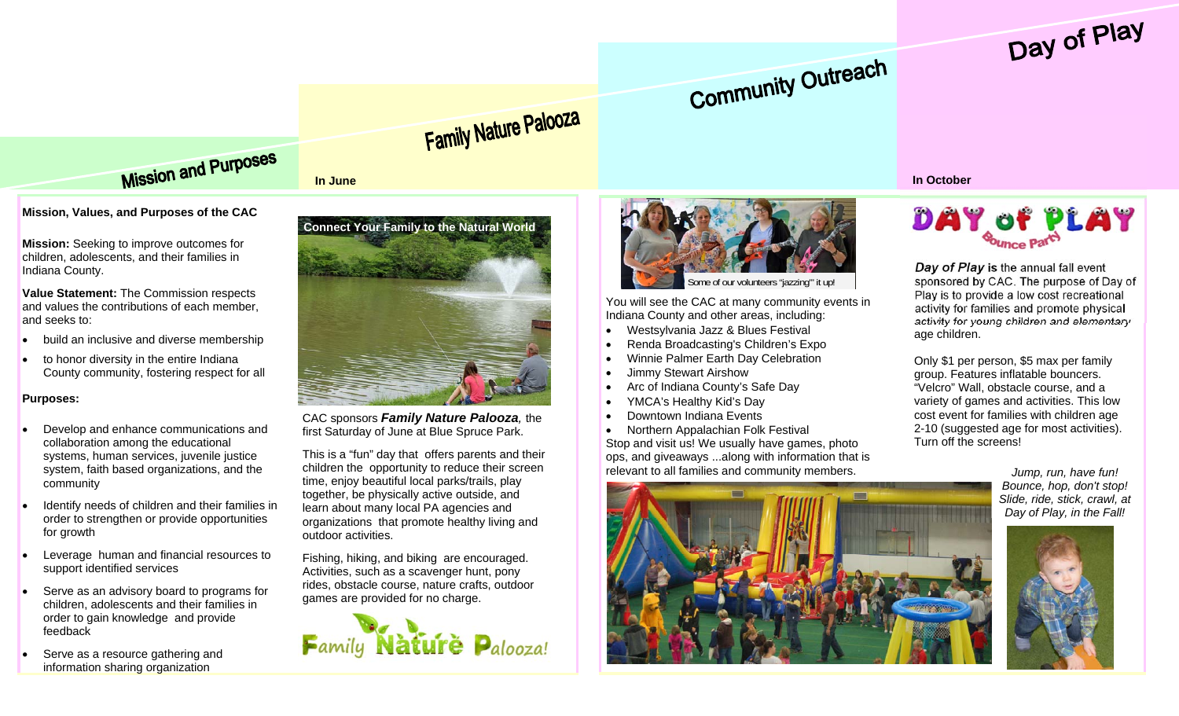## Mission and Purposes

**Mission, Values, and Purposes of the CAC**

**Mission:** Seeking to improve outcomes for children, adolescents, and their families in Indiana County.

**Value Statement:** The Commission respects and values the contributions of each member, and seeks to:

- build an inclusive and diverse membership
- to honor diversity in the entire Indiana County community, fostering respect for all

**Purposes:**

- Develop and enhance communications and collaboration among the educational systems, human services, juvenile justice system, faith based organizations, and the community
- Identify needs of children and their families in order to strengthen or provide opportunities for growth
- Leverage human and financial resources to support identified services
- Serve as an advisory board to programs for children, adolescents and their families in order to gain knowledge and provide feedback
- Serve as a resource gathering and information sharing organization

## Family Nature Palooza

**In June**

**Connect Your Family to the Natural World**

CAC sponsors ***Family Nature Palooza,*** the first Saturday of June at Blue Spruce Park.

This is a "fun" day that offers parents and their children the opportunity to reduce their screen time, enjoy beautiful local parks/trails, play together, be physically active outside, and learn about many local PA agencies and organizations that promote healthy living and outdoor activities.

Fishing, hiking, and biking are encouraged. Activities, such as a scavenger hunt, pony rides, obstacle course, nature crafts, outdoor games are provided for no charge.

Family Nature Palooza!

## Community Outreach

Some of our volunteers "jazzing" it up!

You will see the CAC at many community events in Indiana County and other areas, including:

- Westsylvania Jazz & Blues Festival
- Renda Broadcasting's Children's Expo
- Winnie Palmer Earth Day Celebration
- Jimmy Stewart Airshow
- Arc of Indiana County's Safe Day
- YMCA's Healthy Kid's Day
- Downtown Indiana Events
- Northern Appalachian Folk Festival

Stop and visit us! We usually have games, photo ops, and giveaways ...along with information that is relevant to all families and community members.

## Day of Play

**In October**

DAY of PLAY
Bounce Party

***Day of Play*** **is** the annual fall event sponsored by CAC. The purpose of Day of Play is to provide a low cost recreational activity for families and promote physical activity for young children and elementary age children.

Only $1 per person, $5 max per family group. Features inflatable bouncers. "Velcro" Wall, obstacle course, and a variety of games and activities. This low cost event for families with children age 2-10 (suggested age for most activities). Turn off the screens!

*Jump, run, have fun!*
*Bounce, hop, don't stop!*
*Slide, ride, stick, crawl, at Day of Play, in the Fall!*